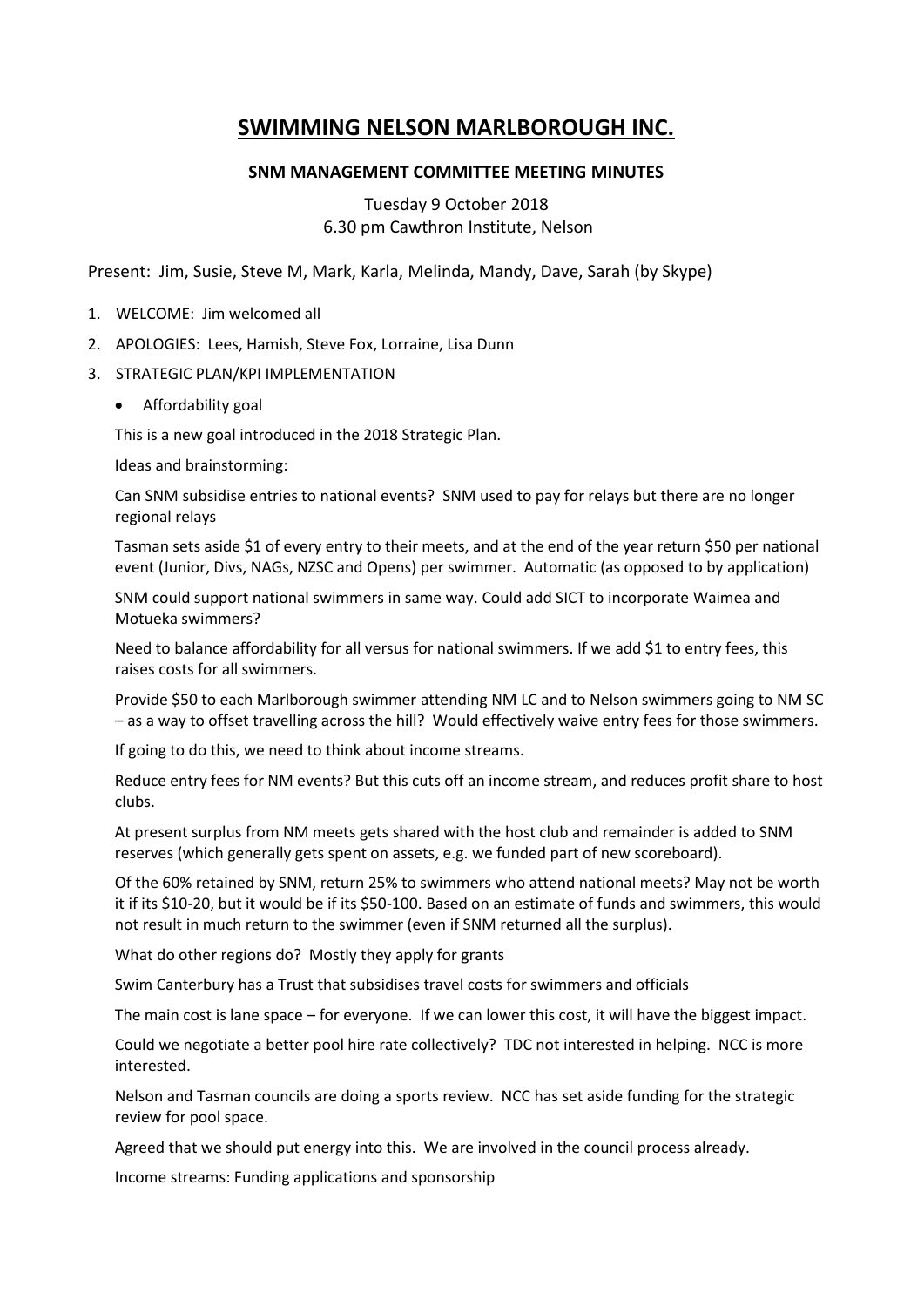# SWIMMING NELSON MARLBOROUGH INC.

### SNM MANAGEMENT COMMITTEE MEETING MINUTES

Tuesday 9 October 2018
6.30 pm Cawthron Institute, Nelson

Present: Jim, Susie, Steve M, Mark, Karla, Melinda, Mandy, Dave, Sarah (by Skype)

1. WELCOME: Jim welcomed all
2. APOLOGIES: Lees, Hamish, Steve Fox, Lorraine, Lisa Dunn
3. STRATEGIC PLAN/KPI IMPLEMENTATION
   - Affordability goal

   This is a new goal introduced in the 2018 Strategic Plan.

   Ideas and brainstorming:

   Can SNM subsidise entries to national events? SNM used to pay for relays but there are no longer regional relays

   Tasman sets aside $1 of every entry to their meets, and at the end of the year return $50 per national event (Junior, Divs, NAGs, NZSC and Opens) per swimmer. Automatic (as opposed to by application)

   SNM could support national swimmers in same way. Could add SICT to incorporate Waimea and Motueka swimmers?

   Need to balance affordability for all versus for national swimmers. If we add $1 to entry fees, this raises costs for all swimmers.

   Provide $50 to each Marlborough swimmer attending NM LC and to Nelson swimmers going to NM SC – as a way to offset travelling across the hill? Would effectively waive entry fees for those swimmers.

   If going to do this, we need to think about income streams.

   Reduce entry fees for NM events? But this cuts off an income stream, and reduces profit share to host clubs.

   At present surplus from NM meets gets shared with the host club and remainder is added to SNM reserves (which generally gets spent on assets, e.g. we funded part of new scoreboard).

   Of the 60% retained by SNM, return 25% to swimmers who attend national meets? May not be worth it if its $10-20, but it would be if its $50-100. Based on an estimate of funds and swimmers, this would not result in much return to the swimmer (even if SNM returned all the surplus).

   What do other regions do? Mostly they apply for grants

   Swim Canterbury has a Trust that subsidises travel costs for swimmers and officials

   The main cost is lane space – for everyone. If we can lower this cost, it will have the biggest impact.

   Could we negotiate a better pool hire rate collectively? TDC not interested in helping. NCC is more interested.

   Nelson and Tasman councils are doing a sports review. NCC has set aside funding for the strategic review for pool space.

   Agreed that we should put energy into this. We are involved in the council process already.

   Income streams: Funding applications and sponsorship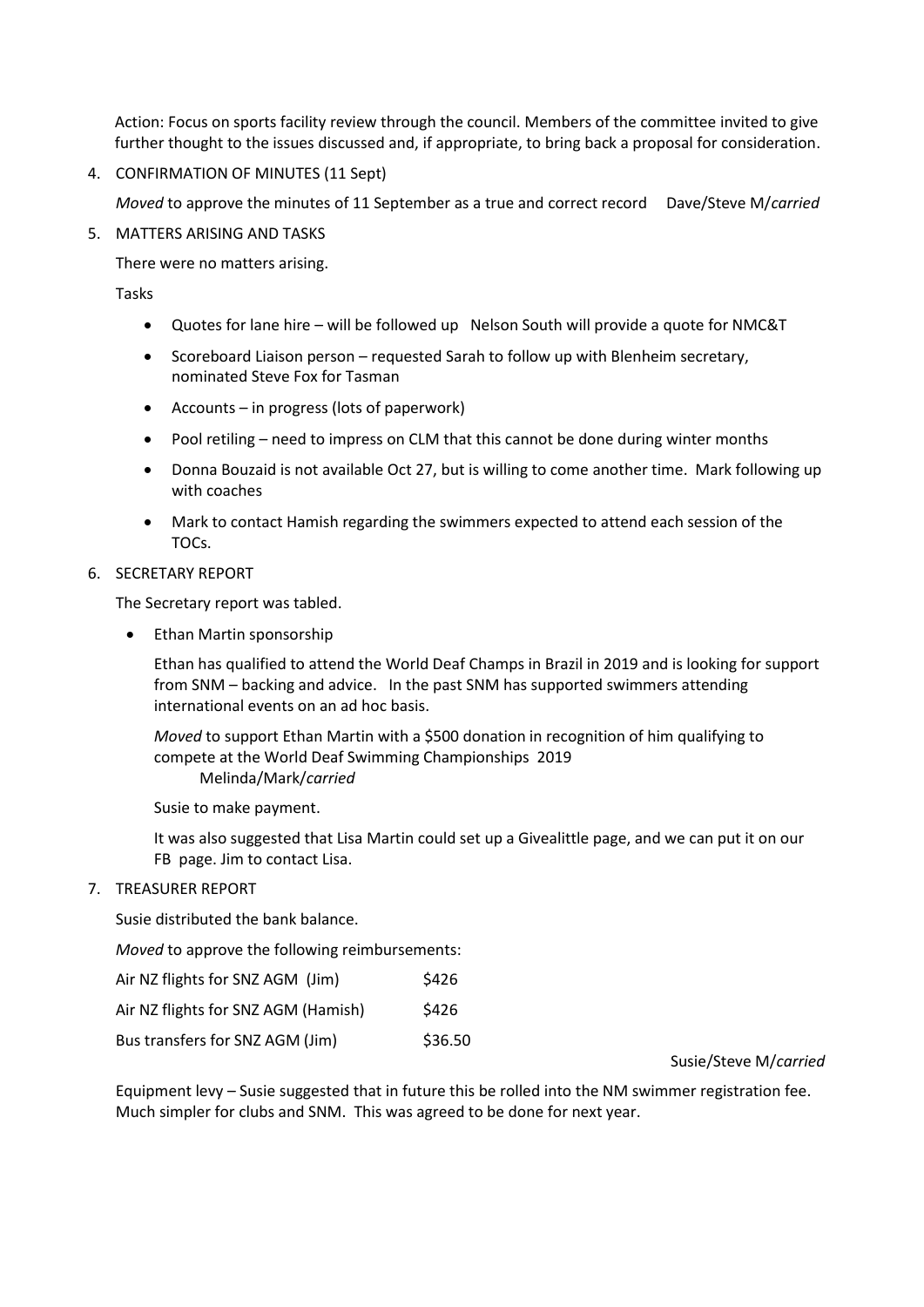Action: Focus on sports facility review through the council. Members of the committee invited to give further thought to the issues discussed and, if appropriate, to bring back a proposal for consideration.

4. CONFIRMATION OF MINUTES (11 Sept)

   *Moved* to approve the minutes of 11 September as a true and correct record Dave/Steve M/*carried*

5. MATTERS ARISING AND TASKS

   There were no matters arising.

   Tasks

   - Quotes for lane hire – will be followed up Nelson South will provide a quote for NMC&T
   - Scoreboard Liaison person – requested Sarah to follow up with Blenheim secretary, nominated Steve Fox for Tasman
   - Accounts – in progress (lots of paperwork)
   - Pool retiling – need to impress on CLM that this cannot be done during winter months
   - Donna Bouzaid is not available Oct 27, but is willing to come another time. Mark following up with coaches
   - Mark to contact Hamish regarding the swimmers expected to attend each session of the TOCs.

6. SECRETARY REPORT

   The Secretary report was tabled.

   - Ethan Martin sponsorship

     Ethan has qualified to attend the World Deaf Champs in Brazil in 2019 and is looking for support from SNM – backing and advice. In the past SNM has supported swimmers attending international events on an ad hoc basis.

     *Moved* to support Ethan Martin with a $500 donation in recognition of him qualifying to compete at the World Deaf Swimming Championships 2019
     Melinda/Mark/*carried*

     Susie to make payment.

     It was also suggested that Lisa Martin could set up a Givealittle page, and we can put it on our FB page. Jim to contact Lisa.

7. TREASURER REPORT

   Susie distributed the bank balance.

   *Moved* to approve the following reimbursements:

| | |
|---|---|
| Air NZ flights for SNZ AGM (Jim) | $426 |
| Air NZ flights for SNZ AGM (Hamish) | $426 |
| Bus transfers for SNZ AGM (Jim) | $36.50 |

Susie/Steve M/*carried*

Equipment levy – Susie suggested that in future this be rolled into the NM swimmer registration fee. Much simpler for clubs and SNM. This was agreed to be done for next year.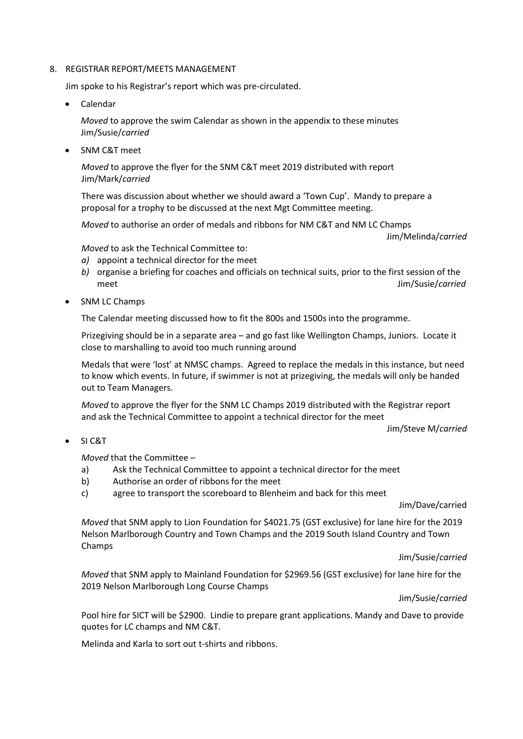8. REGISTRAR REPORT/MEETS MANAGEMENT

Jim spoke to his Registrar's report which was pre-circulated.

- Calendar

  *Moved* to approve the swim Calendar as shown in the appendix to these minutes
  Jim/Susie/*carried*

- SNM C&T meet

  *Moved* to approve the flyer for the SNM C&T meet 2019 distributed with report
  Jim/Mark/*carried*

  There was discussion about whether we should award a 'Town Cup'. Mandy to prepare a proposal for a trophy to be discussed at the next Mgt Committee meeting.

  *Moved* to authorise an order of medals and ribbons for NM C&T and NM LC Champs
  Jim/Melinda/*carried*

  *Moved* to ask the Technical Committee to:
  
  *a)* appoint a technical director for the meet
  
  *b)* organise a briefing for coaches and officials on technical suits, prior to the first session of the meet
  Jim/Susie/*carried*

- SNM LC Champs

  The Calendar meeting discussed how to fit the 800s and 1500s into the programme.

  Prizegiving should be in a separate area – and go fast like Wellington Champs, Juniors. Locate it close to marshalling to avoid too much running around

  Medals that were 'lost' at NMSC champs. Agreed to replace the medals in this instance, but need to know which events. In future, if swimmer is not at prizegiving, the medals will only be handed out to Team Managers.

  *Moved* to approve the flyer for the SNM LC Champs 2019 distributed with the Registrar report and ask the Technical Committee to appoint a technical director for the meet
  Jim/Steve M/*carried*

- SI C&T

  *Moved* that the Committee –
  
  a) Ask the Technical Committee to appoint a technical director for the meet
  
  b) Authorise an order of ribbons for the meet
  
  c) agree to transport the scoreboard to Blenheim and back for this meet
  
  Jim/Dave/carried

  *Moved* that SNM apply to Lion Foundation for $4021.75 (GST exclusive) for lane hire for the 2019 Nelson Marlborough Country and Town Champs and the 2019 South Island Country and Town Champs
  
  Jim/Susie/*carried*

  *Moved* that SNM apply to Mainland Foundation for $2969.56 (GST exclusive) for lane hire for the 2019 Nelson Marlborough Long Course Champs
  
  Jim/Susie/*carried*

  Pool hire for SICT will be $2900. Lindie to prepare grant applications. Mandy and Dave to provide quotes for LC champs and NM C&T.

  Melinda and Karla to sort out t-shirts and ribbons.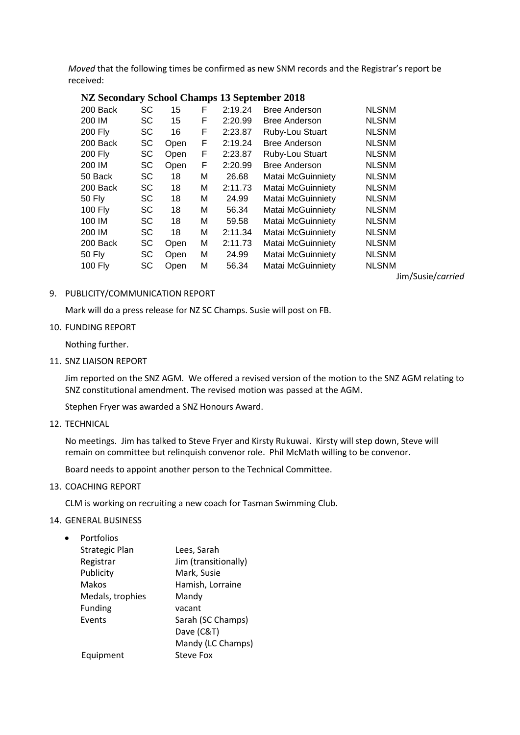*Moved* that the following times be confirmed as new SNM records and the Registrar's report be received:

**NZ Secondary School Champs 13 September 2018**

| | | | | | | |
|---|---|---|---|---|---|---|
| 200 Back | SC | 15 | F | 2:19.24 | Bree Anderson | NLSNM |
| 200 IM | SC | 15 | F | 2:20.99 | Bree Anderson | NLSNM |
| 200 Fly | SC | 16 | F | 2:23.87 | Ruby-Lou Stuart | NLSNM |
| 200 Back | SC | Open | F | 2:19.24 | Bree Anderson | NLSNM |
| 200 Fly | SC | Open | F | 2:23.87 | Ruby-Lou Stuart | NLSNM |
| 200 IM | SC | Open | F | 2:20.99 | Bree Anderson | NLSNM |
| 50 Back | SC | 18 | M | 26.68 | Matai McGuinniety | NLSNM |
| 200 Back | SC | 18 | M | 2:11.73 | Matai McGuinniety | NLSNM |
| 50 Fly | SC | 18 | M | 24.99 | Matai McGuinniety | NLSNM |
| 100 Fly | SC | 18 | M | 56.34 | Matai McGuinniety | NLSNM |
| 100 IM | SC | 18 | M | 59.58 | Matai McGuinniety | NLSNM |
| 200 IM | SC | 18 | M | 2:11.34 | Matai McGuinniety | NLSNM |
| 200 Back | SC | Open | M | 2:11.73 | Matai McGuinniety | NLSNM |
| 50 Fly | SC | Open | M | 24.99 | Matai McGuinniety | NLSNM |
| 100 Fly | SC | Open | M | 56.34 | Matai McGuinniety | NLSNM |

Jim/Susie/*carried*

9. PUBLICITY/COMMUNICATION REPORT

   Mark will do a press release for NZ SC Champs. Susie will post on FB.

10. FUNDING REPORT

    Nothing further.

11. SNZ LIAISON REPORT

    Jim reported on the SNZ AGM. We offered a revised version of the motion to the SNZ AGM relating to SNZ constitutional amendment. The revised motion was passed at the AGM.

    Stephen Fryer was awarded a SNZ Honours Award.

12. TECHNICAL

    No meetings. Jim has talked to Steve Fryer and Kirsty Rukuwai. Kirsty will step down, Steve will remain on committee but relinquish convenor role. Phil McMath willing to be convenor.

    Board needs to appoint another person to the Technical Committee.

13. COACHING REPORT

    CLM is working on recruiting a new coach for Tasman Swimming Club.

14. GENERAL BUSINESS

- Portfolios

| | |
|---|---|
| Strategic Plan | Lees, Sarah |
| Registrar | Jim (transitionally) |
| Publicity | Mark, Susie |
| Makos | Hamish, Lorraine |
| Medals, trophies | Mandy |
| Funding | vacant |
| Events | Sarah (SC Champs) |
| | Dave (C&T) |
| | Mandy (LC Champs) |
| Equipment | Steve Fox |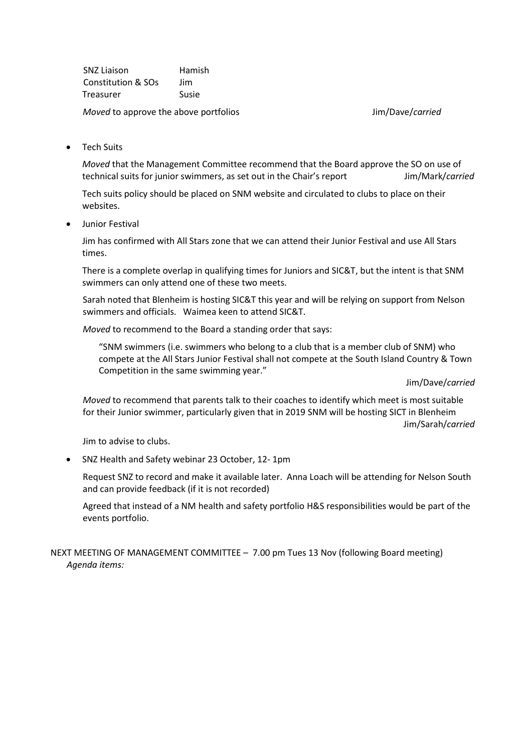| | |
|---|---|
| SNZ Liaison | Hamish |
| Constitution & SOs | Jim |
| Treasurer | Susie |

*Moved* to approve the above portfolios Jim/Dave/*carried*

- Tech Suits

  *Moved* that the Management Committee recommend that the Board approve the SO on use of technical suits for junior swimmers, as set out in the Chair's report Jim/Mark/*carried*

  Tech suits policy should be placed on SNM website and circulated to clubs to place on their websites.

- Junior Festival

  Jim has confirmed with All Stars zone that we can attend their Junior Festival and use All Stars times.

  There is a complete overlap in qualifying times for Juniors and SIC&T, but the intent is that SNM swimmers can only attend one of these two meets.

  Sarah noted that Blenheim is hosting SIC&T this year and will be relying on support from Nelson swimmers and officials. Waimea keen to attend SIC&T.

  *Moved* to recommend to the Board a standing order that says:

  > "SNM swimmers (i.e. swimmers who belong to a club that is a member club of SNM) who compete at the All Stars Junior Festival shall not compete at the South Island Country & Town Competition in the same swimming year."

  Jim/Dave/*carried*

  *Moved* to recommend that parents talk to their coaches to identify which meet is most suitable for their Junior swimmer, particularly given that in 2019 SNM will be hosting SICT in Blenheim Jim/Sarah/*carried*

  Jim to advise to clubs.

- SNZ Health and Safety webinar 23 October, 12- 1pm

  Request SNZ to record and make it available later. Anna Loach will be attending for Nelson South and can provide feedback (if it is not recorded)

  Agreed that instead of a NM health and safety portfolio H&S responsibilities would be part of the events portfolio.

NEXT MEETING OF MANAGEMENT COMMITTEE – 7.00 pm Tues 13 Nov (following Board meeting)
*Agenda items:*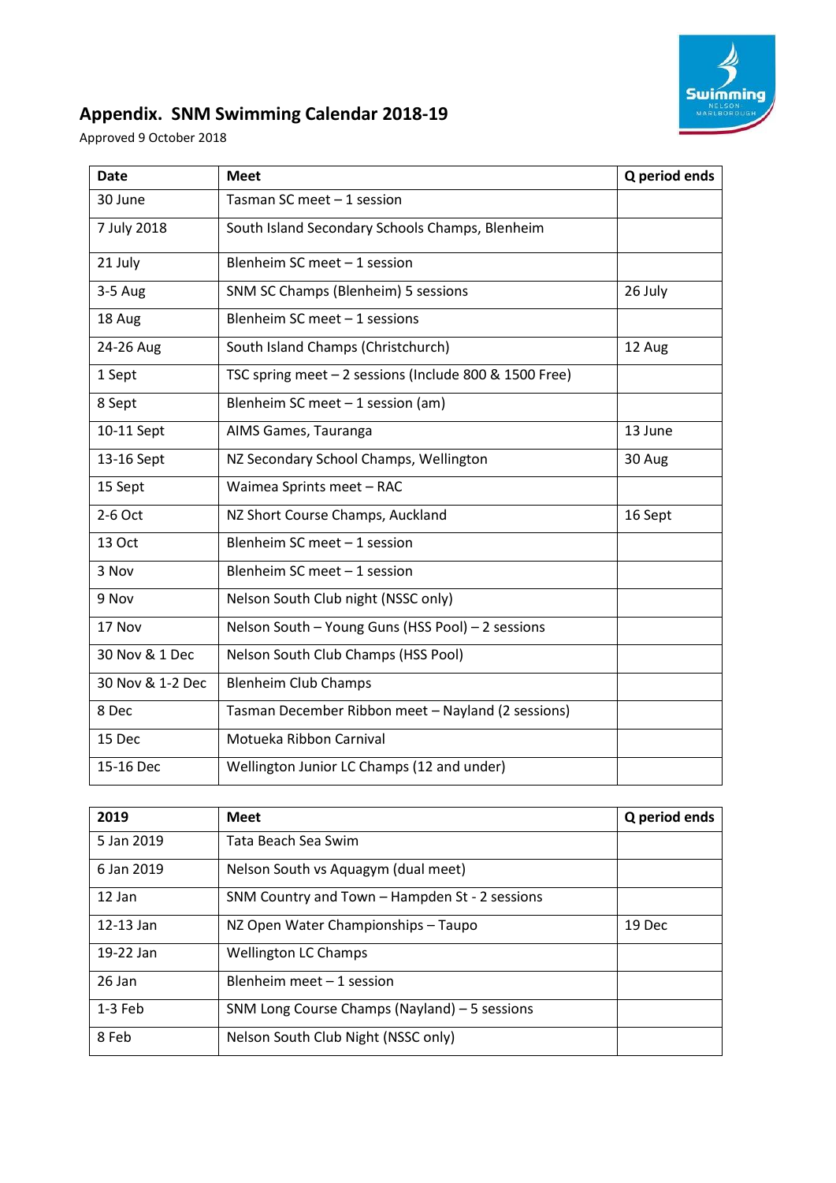## Appendix. SNM Swimming Calendar 2018-19

Approved 9 October 2018

| Date | Meet | Q period ends |
|---|---|---|
| 30 June | Tasman SC meet – 1 session | |
| 7 July 2018 | South Island Secondary Schools Champs, Blenheim | |
| 21 July | Blenheim SC meet – 1 session | |
| 3-5 Aug | SNM SC Champs (Blenheim) 5 sessions | 26 July |
| 18 Aug | Blenheim SC meet – 1 sessions | |
| 24-26 Aug | South Island Champs (Christchurch) | 12 Aug |
| 1 Sept | TSC spring meet – 2 sessions (Include 800 & 1500 Free) | |
| 8 Sept | Blenheim SC meet – 1 session (am) | |
| 10-11 Sept | AIMS Games, Tauranga | 13 June |
| 13-16 Sept | NZ Secondary School Champs, Wellington | 30 Aug |
| 15 Sept | Waimea Sprints meet – RAC | |
| 2-6 Oct | NZ Short Course Champs, Auckland | 16 Sept |
| 13 Oct | Blenheim SC meet – 1 session | |
| 3 Nov | Blenheim SC meet – 1 session | |
| 9 Nov | Nelson South Club night (NSSC only) | |
| 17 Nov | Nelson South – Young Guns (HSS Pool) – 2 sessions | |
| 30 Nov & 1 Dec | Nelson South Club Champs (HSS Pool) | |
| 30 Nov & 1-2 Dec | Blenheim Club Champs | |
| 8 Dec | Tasman December Ribbon meet – Nayland (2 sessions) | |
| 15 Dec | Motueka Ribbon Carnival | |
| 15-16 Dec | Wellington Junior LC Champs (12 and under) | |

| 2019 | Meet | Q period ends |
|---|---|---|
| 5 Jan 2019 | Tata Beach Sea Swim | |
| 6 Jan 2019 | Nelson South vs Aquagym (dual meet) | |
| 12 Jan | SNM Country and Town – Hampden St - 2 sessions | |
| 12-13 Jan | NZ Open Water Championships – Taupo | 19 Dec |
| 19-22 Jan | Wellington LC Champs | |
| 26 Jan | Blenheim meet – 1 session | |
| 1-3 Feb | SNM Long Course Champs (Nayland) – 5 sessions | |
| 8 Feb | Nelson South Club Night (NSSC only) | |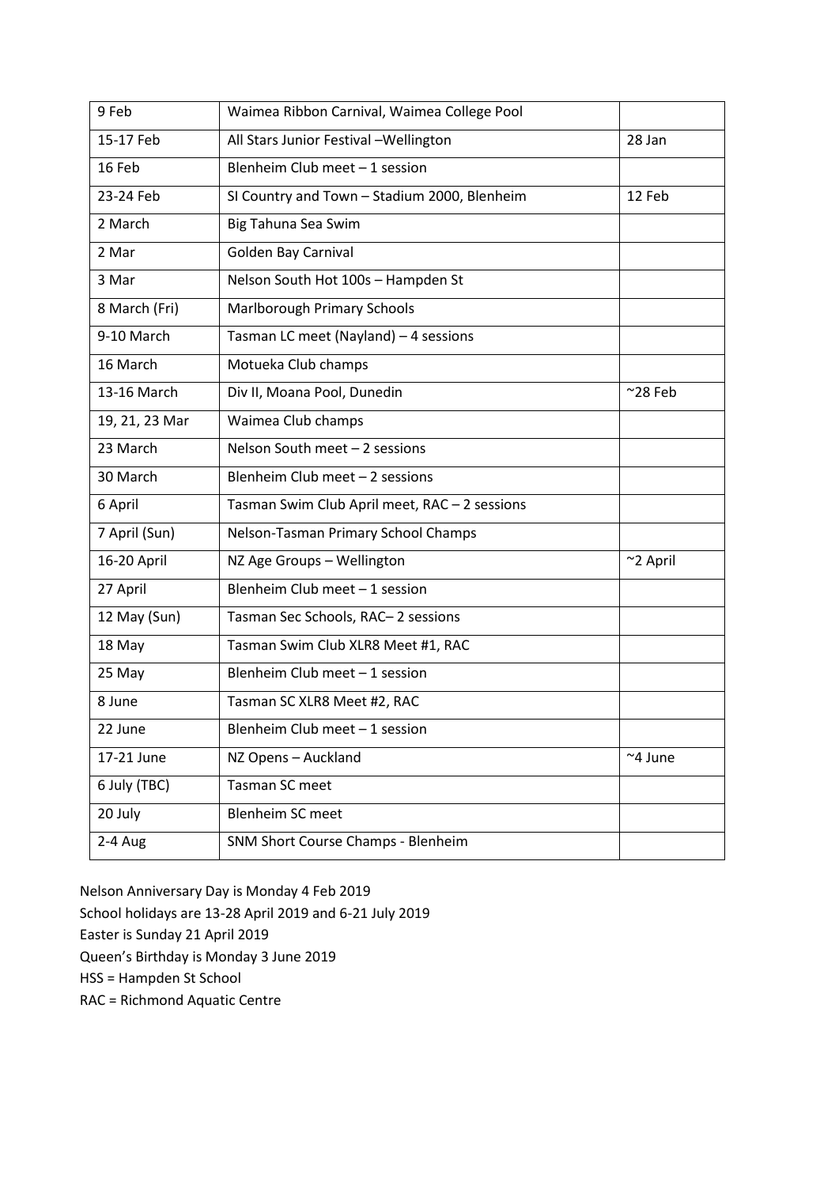| | | |
|---|---|---|
| 9 Feb | Waimea Ribbon Carnival, Waimea College Pool | |
| 15-17 Feb | All Stars Junior Festival –Wellington | 28 Jan |
| 16 Feb | Blenheim Club meet – 1 session | |
| 23-24 Feb | SI Country and Town – Stadium 2000, Blenheim | 12 Feb |
| 2 March | Big Tahuna Sea Swim | |
| 2 Mar | Golden Bay Carnival | |
| 3 Mar | Nelson South Hot 100s – Hampden St | |
| 8 March (Fri) | Marlborough Primary Schools | |
| 9-10 March | Tasman LC meet (Nayland) – 4 sessions | |
| 16 March | Motueka Club champs | |
| 13-16 March | Div II, Moana Pool, Dunedin | ~28 Feb |
| 19, 21, 23 Mar | Waimea Club champs | |
| 23 March | Nelson South meet – 2 sessions | |
| 30 March | Blenheim Club meet – 2 sessions | |
| 6 April | Tasman Swim Club April meet, RAC – 2 sessions | |
| 7 April (Sun) | Nelson-Tasman Primary School Champs | |
| 16-20 April | NZ Age Groups – Wellington | ~2 April |
| 27 April | Blenheim Club meet – 1 session | |
| 12 May (Sun) | Tasman Sec Schools, RAC– 2 sessions | |
| 18 May | Tasman Swim Club XLR8 Meet #1, RAC | |
| 25 May | Blenheim Club meet – 1 session | |
| 8 June | Tasman SC XLR8 Meet #2, RAC | |
| 22 June | Blenheim Club meet – 1 session | |
| 17-21 June | NZ Opens – Auckland | ~4 June |
| 6 July (TBC) | Tasman SC meet | |
| 20 July | Blenheim SC meet | |
| 2-4 Aug | SNM Short Course Champs - Blenheim | |

Nelson Anniversary Day is Monday 4 Feb 2019
School holidays are 13-28 April 2019 and 6-21 July 2019
Easter is Sunday 21 April 2019
Queen's Birthday is Monday 3 June 2019
HSS = Hampden St School
RAC = Richmond Aquatic Centre